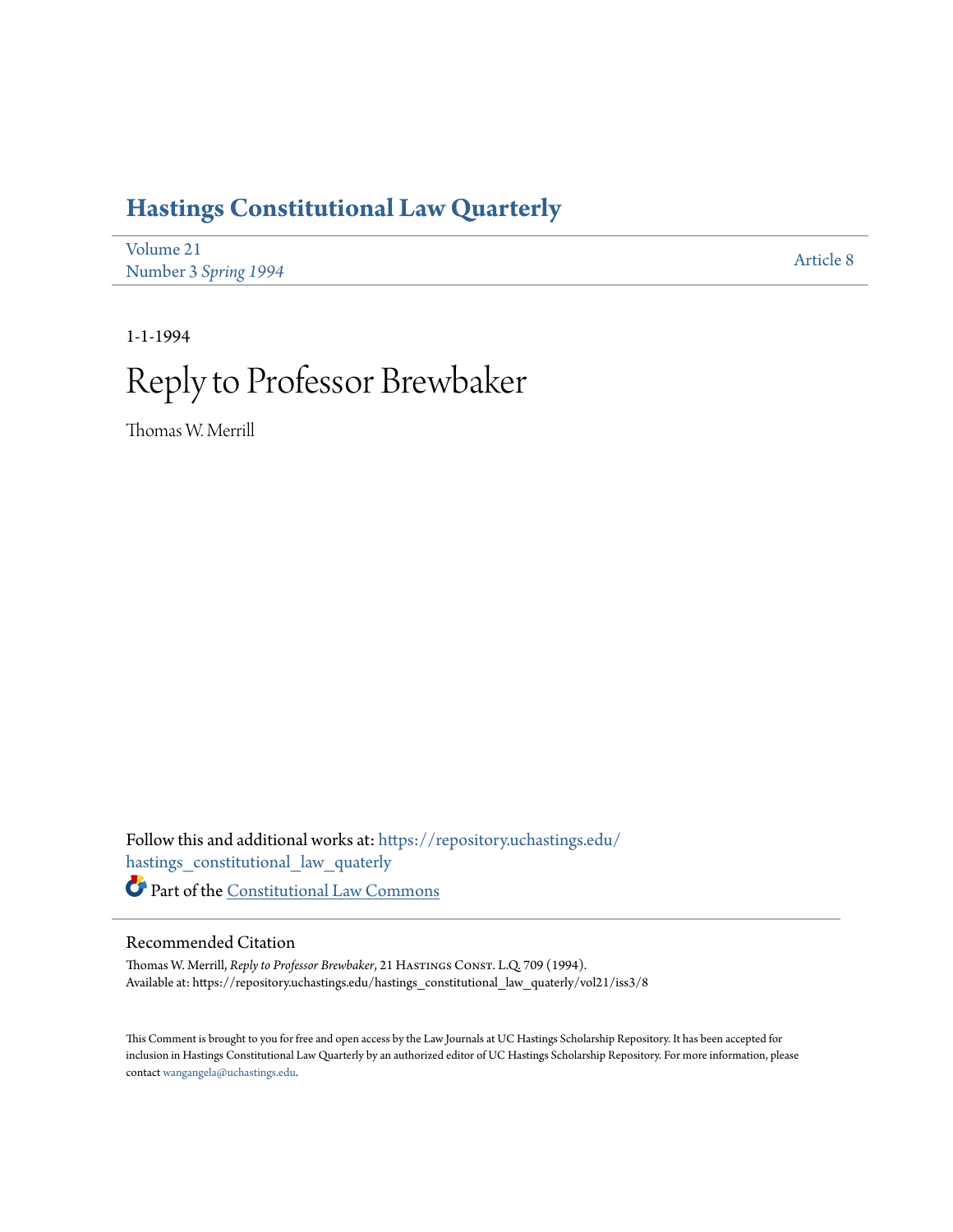# Hastings Constitutional Law Quarterly

Volume 21
Number 3 *Spring 1994*

Article 8

1-1-1994

# Reply to Professor Brewbaker

Thomas W. Merrill

Follow this and additional works at: https://repository.uchastings.edu/hastings_constitutional_law_quaterly

Part of the Constitutional Law Commons

## Recommended Citation

Thomas W. Merrill, *Reply to Professor Brewbaker*, 21 Hastings Const. L.Q. 709 (1994).
Available at: https://repository.uchastings.edu/hastings_constitutional_law_quaterly/vol21/iss3/8

This Comment is brought to you for free and open access by the Law Journals at UC Hastings Scholarship Repository. It has been accepted for inclusion in Hastings Constitutional Law Quarterly by an authorized editor of UC Hastings Scholarship Repository. For more information, please contact wangangela@uchastings.edu.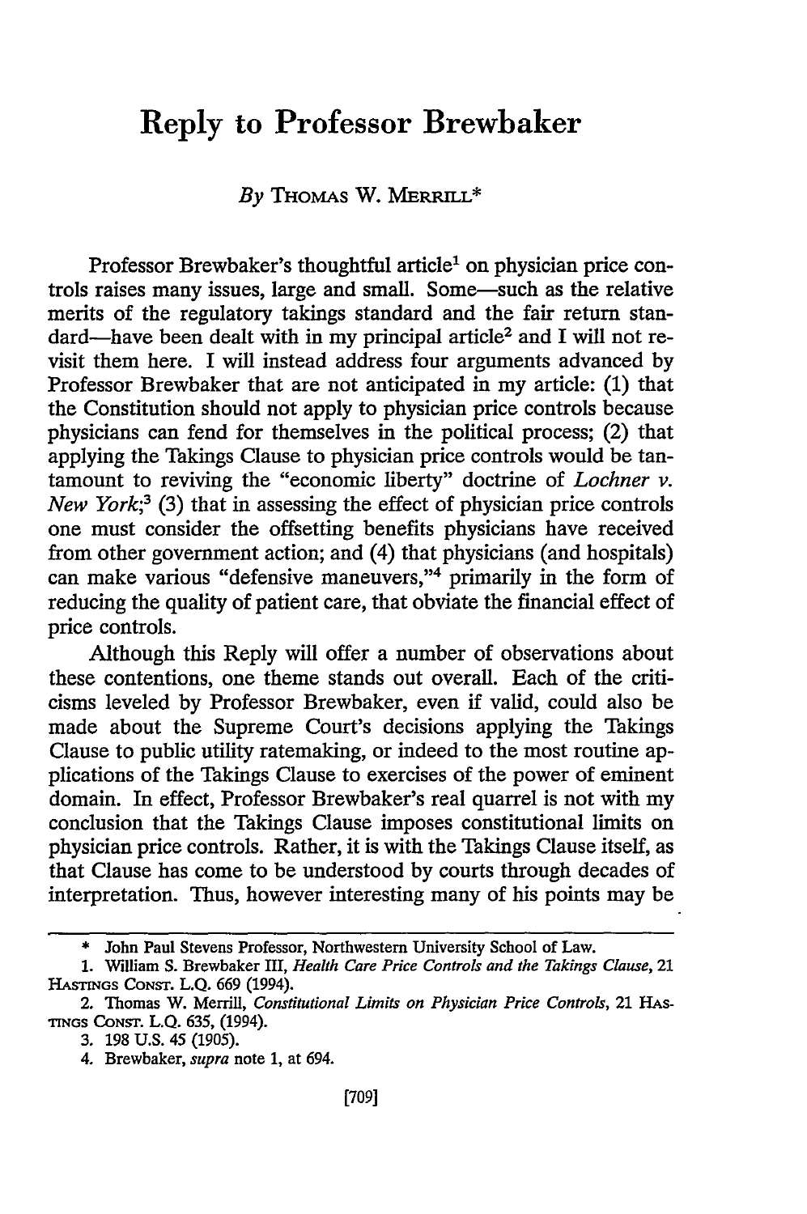# Reply to Professor Brewbaker

*By* THOMAS W. MERRILL*

Professor Brewbaker's thoughtful article[1] on physician price controls raises many issues, large and small. Some—such as the relative merits of the regulatory takings standard and the fair return standard—have been dealt with in my principal article[2] and I will not revisit them here. I will instead address four arguments advanced by Professor Brewbaker that are not anticipated in my article: (1) that the Constitution should not apply to physician price controls because physicians can fend for themselves in the political process; (2) that applying the Takings Clause to physician price controls would be tantamount to reviving the "economic liberty" doctrine of *Lochner v. New York*;[3] (3) that in assessing the effect of physician price controls one must consider the offsetting benefits physicians have received from other government action; and (4) that physicians (and hospitals) can make various "defensive maneuvers,"[4] primarily in the form of reducing the quality of patient care, that obviate the financial effect of price controls.

Although this Reply will offer a number of observations about these contentions, one theme stands out overall. Each of the criticisms leveled by Professor Brewbaker, even if valid, could also be made about the Supreme Court's decisions applying the Takings Clause to public utility ratemaking, or indeed to the most routine applications of the Takings Clause to exercises of the power of eminent domain. In effect, Professor Brewbaker's real quarrel is not with my conclusion that the Takings Clause imposes constitutional limits on physician price controls. Rather, it is with the Takings Clause itself, as that Clause has come to be understood by courts through decades of interpretation. Thus, however interesting many of his points may be

---

\* John Paul Stevens Professor, Northwestern University School of Law.

1. William S. Brewbaker III, *Health Care Price Controls and the Takings Clause*, 21 HASTINGS CONST. L.Q. 669 (1994).

2. Thomas W. Merrill, *Constitutional Limits on Physician Price Controls*, 21 HASTINGS CONST. L.Q. 635, (1994).

3. 198 U.S. 45 (1905).

4. Brewbaker, *supra* note 1, at 694.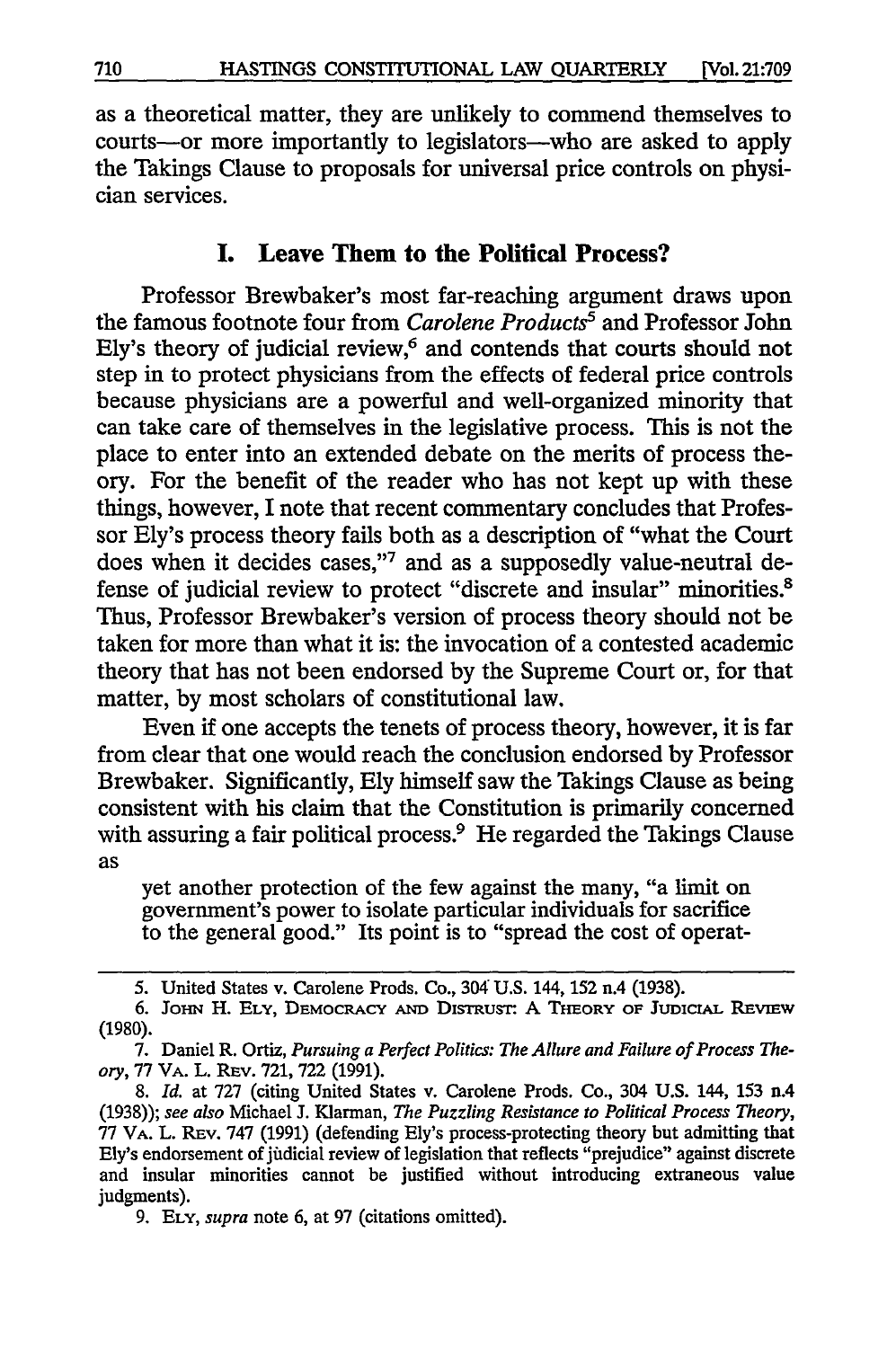as a theoretical matter, they are unlikely to commend themselves to courts—or more importantly to legislators—who are asked to apply the Takings Clause to proposals for universal price controls on physician services.

## I. Leave Them to the Political Process?

Professor Brewbaker's most far-reaching argument draws upon the famous footnote four from *Carolene Products*[5] and Professor John Ely's theory of judicial review,[6] and contends that courts should not step in to protect physicians from the effects of federal price controls because physicians are a powerful and well-organized minority that can take care of themselves in the legislative process. This is not the place to enter into an extended debate on the merits of process theory. For the benefit of the reader who has not kept up with these things, however, I note that recent commentary concludes that Professor Ely's process theory fails both as a description of "what the Court does when it decides cases,"[7] and as a supposedly value-neutral defense of judicial review to protect "discrete and insular" minorities.[8] Thus, Professor Brewbaker's version of process theory should not be taken for more than what it is: the invocation of a contested academic theory that has not been endorsed by the Supreme Court or, for that matter, by most scholars of constitutional law.

Even if one accepts the tenets of process theory, however, it is far from clear that one would reach the conclusion endorsed by Professor Brewbaker. Significantly, Ely himself saw the Takings Clause as being consistent with his claim that the Constitution is primarily concerned with assuring a fair political process.[9] He regarded the Takings Clause as

> yet another protection of the few against the many, "a limit on government's power to isolate particular individuals for sacrifice to the general good." Its point is to "spread the cost of operat-

---

5. United States v. Carolene Prods. Co., 304 U.S. 144, 152 n.4 (1938).

6. JOHN H. ELY, DEMOCRACY AND DISTRUST: A THEORY OF JUDICIAL REVIEW (1980).

7. Daniel R. Ortiz, *Pursuing a Perfect Politics: The Allure and Failure of Process Theory*, 77 VA. L. REV. 721, 722 (1991).

8. *Id.* at 727 (citing United States v. Carolene Prods. Co., 304 U.S. 144, 153 n.4 (1938)); *see also* Michael J. Klarman, *The Puzzling Resistance to Political Process Theory*, 77 VA. L. REV. 747 (1991) (defending Ely's process-protecting theory but admitting that Ely's endorsement of judicial review of legislation that reflects "prejudice" against discrete and insular minorities cannot be justified without introducing extraneous value judgments).

9. ELY, *supra* note 6, at 97 (citations omitted).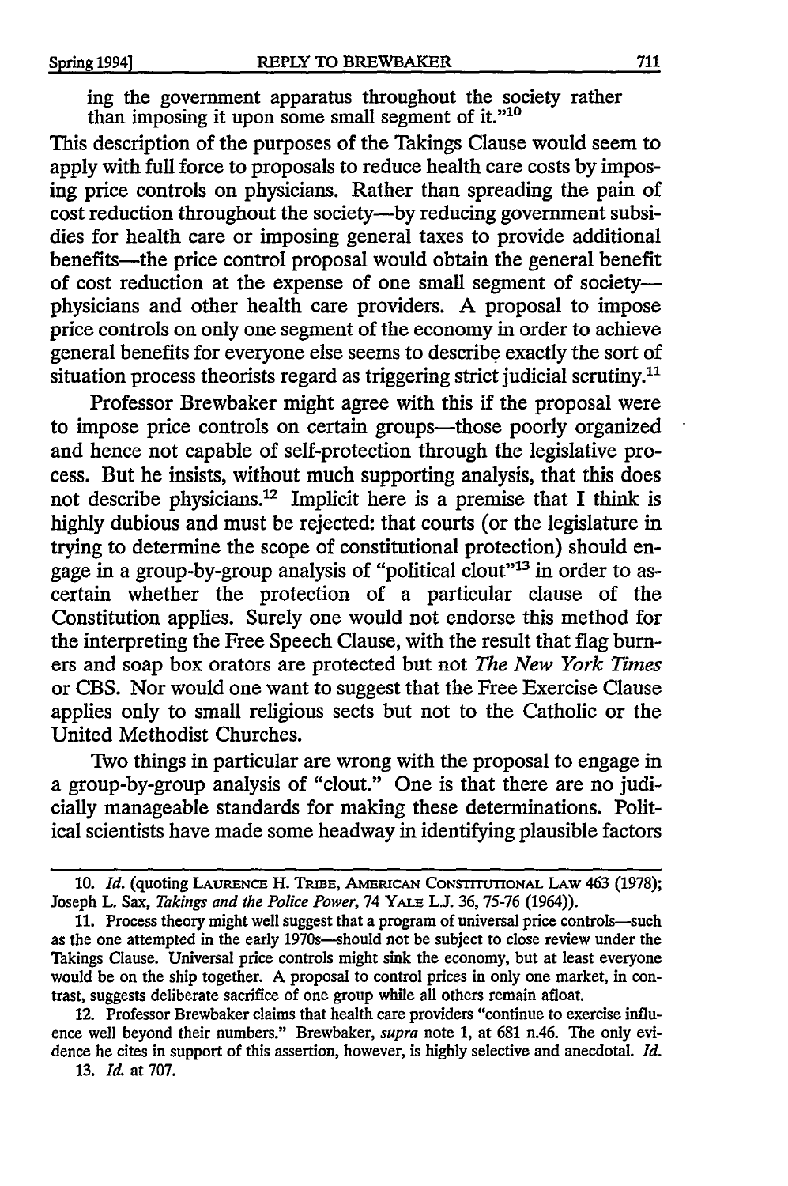ing the government apparatus throughout the society rather than imposing it upon some small segment of it."[10]

This description of the purposes of the Takings Clause would seem to apply with full force to proposals to reduce health care costs by imposing price controls on physicians. Rather than spreading the pain of cost reduction throughout the society—by reducing government subsidies for health care or imposing general taxes to provide additional benefits—the price control proposal would obtain the general benefit of cost reduction at the expense of one small segment of society—physicians and other health care providers. A proposal to impose price controls on only one segment of the economy in order to achieve general benefits for everyone else seems to describe exactly the sort of situation process theorists regard as triggering strict judicial scrutiny.[11]

Professor Brewbaker might agree with this if the proposal were to impose price controls on certain groups—those poorly organized and hence not capable of self-protection through the legislative process. But he insists, without much supporting analysis, that this does not describe physicians.[12] Implicit here is a premise that I think is highly dubious and must be rejected: that courts (or the legislature in trying to determine the scope of constitutional protection) should engage in a group-by-group analysis of "political clout"[13] in order to ascertain whether the protection of a particular clause of the Constitution applies. Surely one would not endorse this method for the interpreting the Free Speech Clause, with the result that flag burners and soap box orators are protected but not *The New York Times* or CBS. Nor would one want to suggest that the Free Exercise Clause applies only to small religious sects but not to the Catholic or the United Methodist Churches.

Two things in particular are wrong with the proposal to engage in a group-by-group analysis of "clout." One is that there are no judicially manageable standards for making these determinations. Political scientists have made some headway in identifying plausible factors

---

10. *Id.* (quoting LAURENCE H. TRIBE, AMERICAN CONSTITUTIONAL LAW 463 (1978); Joseph L. Sax, *Takings and the Police Power*, 74 YALE L.J. 36, 75-76 (1964)).

11. Process theory might well suggest that a program of universal price controls—such as the one attempted in the early 1970s—should not be subject to close review under the Takings Clause. Universal price controls might sink the economy, but at least everyone would be on the ship together. A proposal to control prices in only one market, in contrast, suggests deliberate sacrifice of one group while all others remain afloat.

12. Professor Brewbaker claims that health care providers "continue to exercise influence well beyond their numbers." Brewbaker, *supra* note 1, at 681 n.46. The only evidence he cites in support of this assertion, however, is highly selective and anecdotal. *Id.*

13. *Id.* at 707.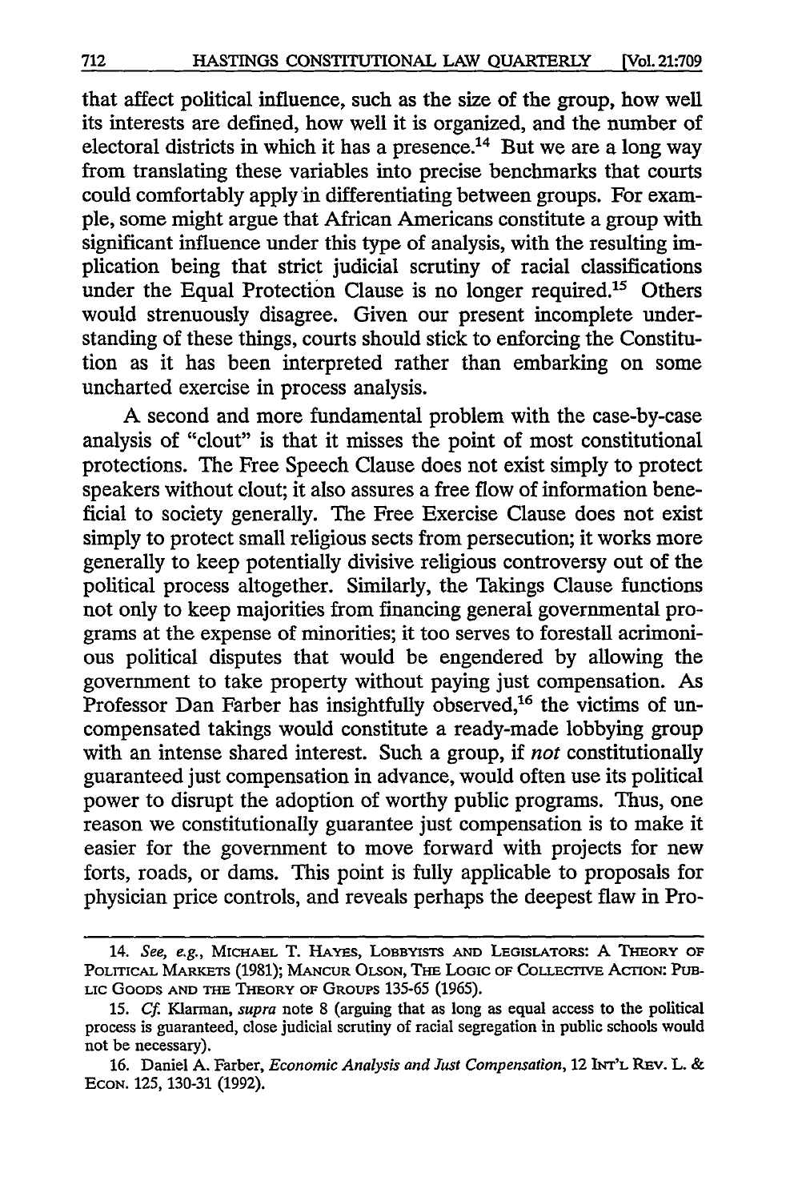that affect political influence, such as the size of the group, how well its interests are defined, how well it is organized, and the number of electoral districts in which it has a presence.[14] But we are a long way from translating these variables into precise benchmarks that courts could comfortably apply in differentiating between groups. For example, some might argue that African Americans constitute a group with significant influence under this type of analysis, with the resulting implication being that strict judicial scrutiny of racial classifications under the Equal Protection Clause is no longer required.[15] Others would strenuously disagree. Given our present incomplete understanding of these things, courts should stick to enforcing the Constitution as it has been interpreted rather than embarking on some uncharted exercise in process analysis.

A second and more fundamental problem with the case-by-case analysis of "clout" is that it misses the point of most constitutional protections. The Free Speech Clause does not exist simply to protect speakers without clout; it also assures a free flow of information beneficial to society generally. The Free Exercise Clause does not exist simply to protect small religious sects from persecution; it works more generally to keep potentially divisive religious controversy out of the political process altogether. Similarly, the Takings Clause functions not only to keep majorities from financing general governmental programs at the expense of minorities; it too serves to forestall acrimonious political disputes that would be engendered by allowing the government to take property without paying just compensation. As Professor Dan Farber has insightfully observed,[16] the victims of uncompensated takings would constitute a ready-made lobbying group with an intense shared interest. Such a group, if *not* constitutionally guaranteed just compensation in advance, would often use its political power to disrupt the adoption of worthy public programs. Thus, one reason we constitutionally guarantee just compensation is to make it easier for the government to move forward with projects for new forts, roads, or dams. This point is fully applicable to proposals for physician price controls, and reveals perhaps the deepest flaw in Pro-

---

14. *See, e.g.*, MICHAEL T. HAYES, LOBBYISTS AND LEGISLATORS: A THEORY OF POLITICAL MARKETS (1981); MANCUR OLSON, THE LOGIC OF COLLECTIVE ACTION: PUBLIC GOODS AND THE THEORY OF GROUPS 135-65 (1965).

15. *Cf.* Klarman, *supra* note 8 (arguing that as long as equal access to the political process is guaranteed, close judicial scrutiny of racial segregation in public schools would not be necessary).

16. Daniel A. Farber, *Economic Analysis and Just Compensation*, 12 INT'L REV. L. & ECON. 125, 130-31 (1992).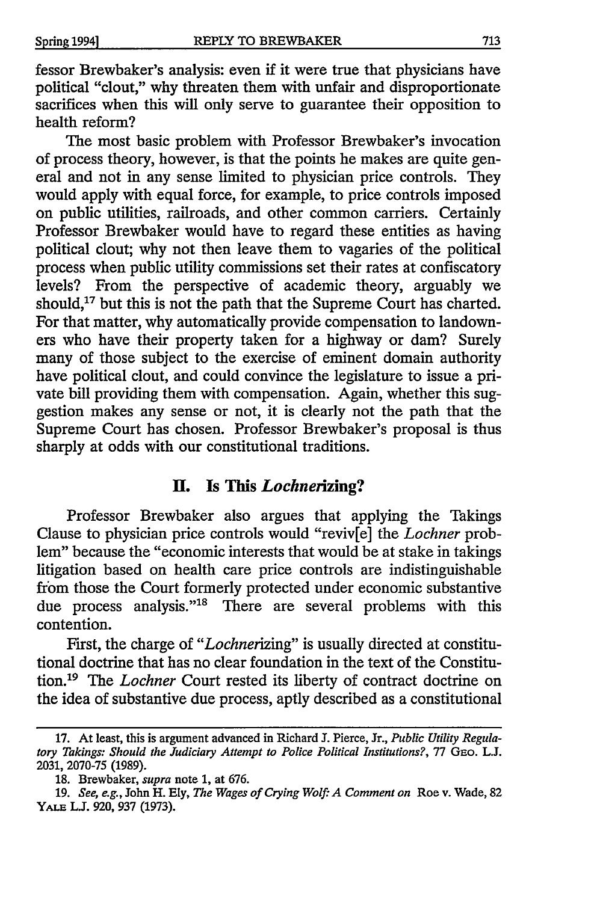fessor Brewbaker's analysis: even if it were true that physicians have political "clout," why threaten them with unfair and disproportionate sacrifices when this will only serve to guarantee their opposition to health reform?

The most basic problem with Professor Brewbaker's invocation of process theory, however, is that the points he makes are quite general and not in any sense limited to physician price controls. They would apply with equal force, for example, to price controls imposed on public utilities, railroads, and other common carriers. Certainly Professor Brewbaker would have to regard these entities as having political clout; why not then leave them to vagaries of the political process when public utility commissions set their rates at confiscatory levels? From the perspective of academic theory, arguably we should,[17] but this is not the path that the Supreme Court has charted. For that matter, why automatically provide compensation to landowners who have their property taken for a highway or dam? Surely many of those subject to the exercise of eminent domain authority have political clout, and could convince the legislature to issue a private bill providing them with compensation. Again, whether this suggestion makes any sense or not, it is clearly not the path that the Supreme Court has chosen. Professor Brewbaker's proposal is thus sharply at odds with our constitutional traditions.

## II. Is This *Lochnerizing*?

Professor Brewbaker also argues that applying the Takings Clause to physician price controls would "reviv[e] the *Lochner* problem" because the "economic interests that would be at stake in takings litigation based on health care price controls are indistinguishable from those the Court formerly protected under economic substantive due process analysis."[18] There are several problems with this contention.

First, the charge of "*Lochnerizing*" is usually directed at constitutional doctrine that has no clear foundation in the text of the Constitution.[19] The *Lochner* Court rested its liberty of contract doctrine on the idea of substantive due process, aptly described as a constitutional

---

17. At least, this is argument advanced in Richard J. Pierce, Jr., *Public Utility Regulatory Takings: Should the Judiciary Attempt to Police Political Institutions?*, 77 GEO. L.J. 2031, 2070-75 (1989).

18. Brewbaker, *supra* note 1, at 676.

19. *See, e.g.*, John H. Ely, *The Wages of Crying Wolf: A Comment on* Roe v. Wade, 82 YALE L.J. 920, 937 (1973).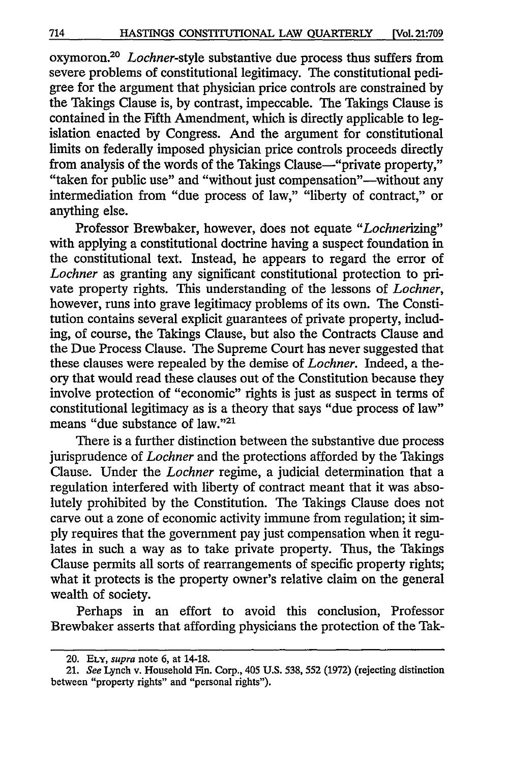oxymoron.[20] *Lochner*-style substantive due process thus suffers from severe problems of constitutional legitimacy. The constitutional pedigree for the argument that physician price controls are constrained by the Takings Clause is, by contrast, impeccable. The Takings Clause is contained in the Fifth Amendment, which is directly applicable to legislation enacted by Congress. And the argument for constitutional limits on federally imposed physician price controls proceeds directly from analysis of the words of the Takings Clause—"private property," "taken for public use" and "without just compensation"—without any intermediation from "due process of law," "liberty of contract," or anything else.

Professor Brewbaker, however, does not equate "*Lochner*izing" with applying a constitutional doctrine having a suspect foundation in the constitutional text. Instead, he appears to regard the error of *Lochner* as granting any significant constitutional protection to private property rights. This understanding of the lessons of *Lochner*, however, runs into grave legitimacy problems of its own. The Constitution contains several explicit guarantees of private property, including, of course, the Takings Clause, but also the Contracts Clause and the Due Process Clause. The Supreme Court has never suggested that these clauses were repealed by the demise of *Lochner*. Indeed, a theory that would read these clauses out of the Constitution because they involve protection of "economic" rights is just as suspect in terms of constitutional legitimacy as is a theory that says "due process of law" means "due substance of law."[21]

There is a further distinction between the substantive due process jurisprudence of *Lochner* and the protections afforded by the Takings Clause. Under the *Lochner* regime, a judicial determination that a regulation interfered with liberty of contract meant that it was absolutely prohibited by the Constitution. The Takings Clause does not carve out a zone of economic activity immune from regulation; it simply requires that the government pay just compensation when it regulates in such a way as to take private property. Thus, the Takings Clause permits all sorts of rearrangements of specific property rights; what it protects is the property owner's relative claim on the general wealth of society.

Perhaps in an effort to avoid this conclusion, Professor Brewbaker asserts that affording physicians the protection of the Tak-

---

20. ELY, *supra* note 6, at 14-18.

21. *See* Lynch v. Household Fin. Corp., 405 U.S. 538, 552 (1972) (rejecting distinction between "property rights" and "personal rights").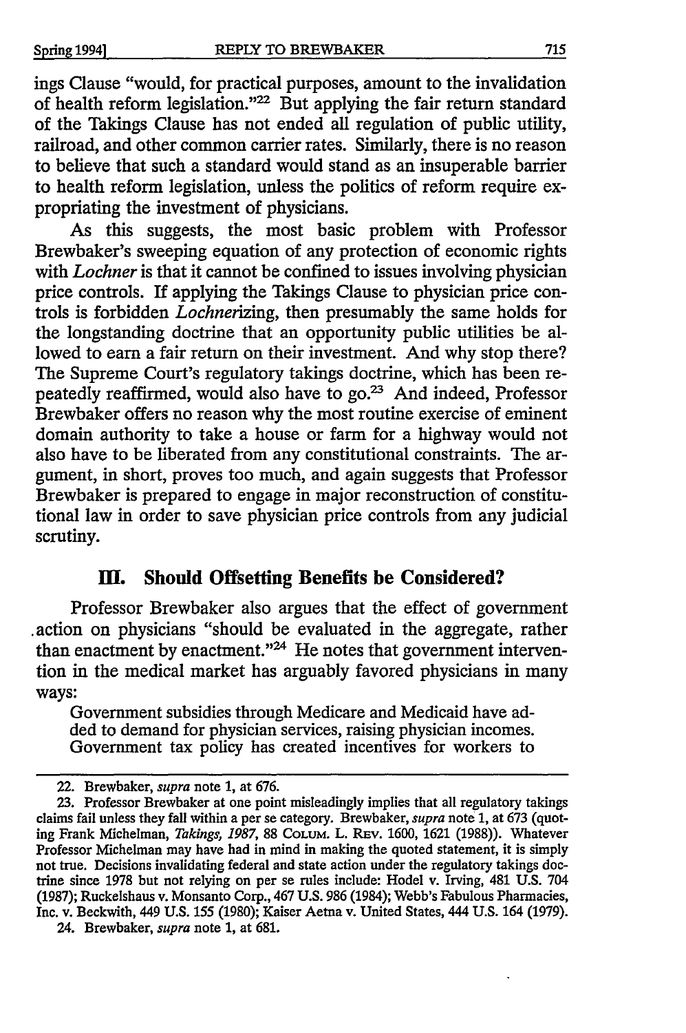ings Clause "would, for practical purposes, amount to the invalidation of health reform legislation."[22] But applying the fair return standard of the Takings Clause has not ended all regulation of public utility, railroad, and other common carrier rates. Similarly, there is no reason to believe that such a standard would stand as an insuperable barrier to health reform legislation, unless the politics of reform require expropriating the investment of physicians.

As this suggests, the most basic problem with Professor Brewbaker's sweeping equation of any protection of economic rights with *Lochner* is that it cannot be confined to issues involving physician price controls. If applying the Takings Clause to physician price controls is forbidden *Lochner*izing, then presumably the same holds for the longstanding doctrine that an opportunity public utilities be allowed to earn a fair return on their investment. And why stop there? The Supreme Court's regulatory takings doctrine, which has been repeatedly reaffirmed, would also have to go.[23] And indeed, Professor Brewbaker offers no reason why the most routine exercise of eminent domain authority to take a house or farm for a highway would not also have to be liberated from any constitutional constraints. The argument, in short, proves too much, and again suggests that Professor Brewbaker is prepared to engage in major reconstruction of constitutional law in order to save physician price controls from any judicial scrutiny.

## III. Should Offsetting Benefits be Considered?

Professor Brewbaker also argues that the effect of government action on physicians "should be evaluated in the aggregate, rather than enactment by enactment."[24] He notes that government intervention in the medical market has arguably favored physicians in many ways:

> Government subsidies through Medicare and Medicaid have added to demand for physician services, raising physician incomes. Government tax policy has created incentives for workers to

---

22. Brewbaker, *supra* note 1, at 676.

23. Professor Brewbaker at one point misleadingly implies that all regulatory takings claims fail unless they fall within a per se category. Brewbaker, *supra* note 1, at 673 (quoting Frank Michelman, *Takings, 1987*, 88 COLUM. L. REV. 1600, 1621 (1988)). Whatever Professor Michelman may have had in mind in making the quoted statement, it is simply not true. Decisions invalidating federal and state action under the regulatory takings doctrine since 1978 but not relying on per se rules include: Hodel v. Irving, 481 U.S. 704 (1987); Ruckelshaus v. Monsanto Corp., 467 U.S. 986 (1984); Webb's Fabulous Pharmacies, Inc. v. Beckwith, 449 U.S. 155 (1980); Kaiser Aetna v. United States, 444 U.S. 164 (1979).

24. Brewbaker, *supra* note 1, at 681.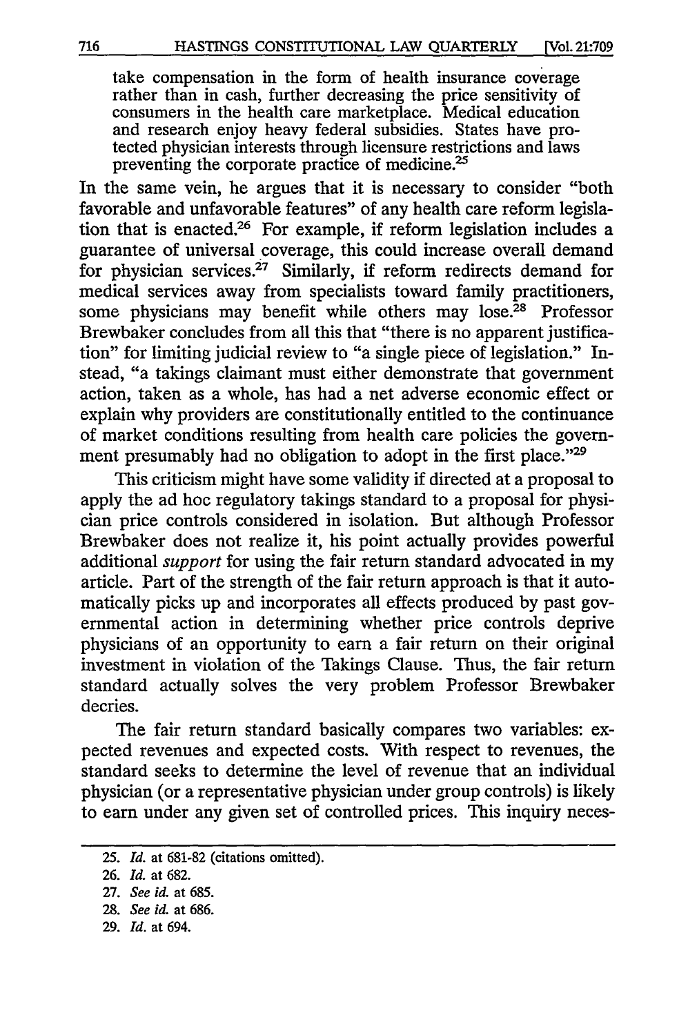> take compensation in the form of health insurance coverage rather than in cash, further decreasing the price sensitivity of consumers in the health care marketplace. Medical education and research enjoy heavy federal subsidies. States have protected physician interests through licensure restrictions and laws preventing the corporate practice of medicine.[25]

In the same vein, he argues that it is necessary to consider "both favorable and unfavorable features" of any health care reform legislation that is enacted.[26] For example, if reform legislation includes a guarantee of universal coverage, this could increase overall demand for physician services.[27] Similarly, if reform redirects demand for medical services away from specialists toward family practitioners, some physicians may benefit while others may lose.[28] Professor Brewbaker concludes from all this that "there is no apparent justification" for limiting judicial review to "a single piece of legislation." Instead, "a takings claimant must either demonstrate that government action, taken as a whole, has had a net adverse economic effect or explain why providers are constitutionally entitled to the continuance of market conditions resulting from health care policies the government presumably had no obligation to adopt in the first place."[29]

This criticism might have some validity if directed at a proposal to apply the ad hoc regulatory takings standard to a proposal for physician price controls considered in isolation. But although Professor Brewbaker does not realize it, his point actually provides powerful additional *support* for using the fair return standard advocated in my article. Part of the strength of the fair return approach is that it automatically picks up and incorporates all effects produced by past governmental action in determining whether price controls deprive physicians of an opportunity to earn a fair return on their original investment in violation of the Takings Clause. Thus, the fair return standard actually solves the very problem Professor Brewbaker decries.

The fair return standard basically compares two variables: expected revenues and expected costs. With respect to revenues, the standard seeks to determine the level of revenue that an individual physician (or a representative physician under group controls) is likely to earn under any given set of controlled prices. This inquiry neces-

---

25. *Id.* at 681-82 (citations omitted).

26. *Id.* at 682.

27. *See id.* at 685.

28. *See id.* at 686.

29. *Id.* at 694.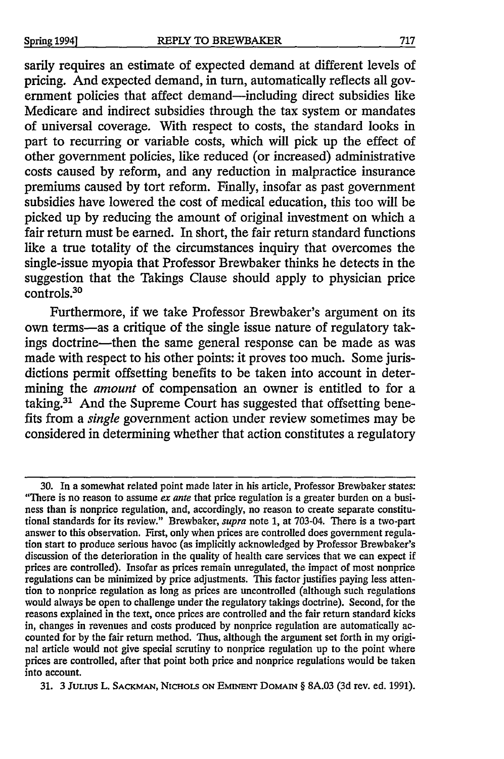sarily requires an estimate of expected demand at different levels of pricing. And expected demand, in turn, automatically reflects all government policies that affect demand—including direct subsidies like Medicare and indirect subsidies through the tax system or mandates of universal coverage. With respect to costs, the standard looks in part to recurring or variable costs, which will pick up the effect of other government policies, like reduced (or increased) administrative costs caused by reform, and any reduction in malpractice insurance premiums caused by tort reform. Finally, insofar as past government subsidies have lowered the cost of medical education, this too will be picked up by reducing the amount of original investment on which a fair return must be earned. In short, the fair return standard functions like a true totality of the circumstances inquiry that overcomes the single-issue myopia that Professor Brewbaker thinks he detects in the suggestion that the Takings Clause should apply to physician price controls.[30]

Furthermore, if we take Professor Brewbaker's argument on its own terms—as a critique of the single issue nature of regulatory takings doctrine—then the same general response can be made as was made with respect to his other points: it proves too much. Some jurisdictions permit offsetting benefits to be taken into account in determining the *amount* of compensation an owner is entitled to for a taking.[31] And the Supreme Court has suggested that offsetting benefits from a *single* government action under review sometimes may be considered in determining whether that action constitutes a regulatory

---

30. In a somewhat related point made later in his article, Professor Brewbaker states: "There is no reason to assume *ex ante* that price regulation is a greater burden on a business than is nonprice regulation, and, accordingly, no reason to create separate constitutional standards for its review." Brewbaker, *supra* note 1, at 703-04. There is a two-part answer to this observation. First, only when prices are controlled does government regulation start to produce serious havoc (as implicitly acknowledged by Professor Brewbaker's discussion of the deterioration in the quality of health care services that we can expect if prices are controlled). Insofar as prices remain unregulated, the impact of most nonprice regulations can be minimized by price adjustments. This factor justifies paying less attention to nonprice regulation as long as prices are uncontrolled (although such regulations would always be open to challenge under the regulatory takings doctrine). Second, for the reasons explained in the text, once prices are controlled and the fair return standard kicks in, changes in revenues and costs produced by nonprice regulation are automatically accounted for by the fair return method. Thus, although the argument set forth in my original article would not give special scrutiny to nonprice regulation up to the point where prices are controlled, after that point both price and nonprice regulations would be taken into account.

31. 3 JULIUS L. SACKMAN, NICHOLS ON EMINENT DOMAIN § 8A.03 (3d rev. ed. 1991).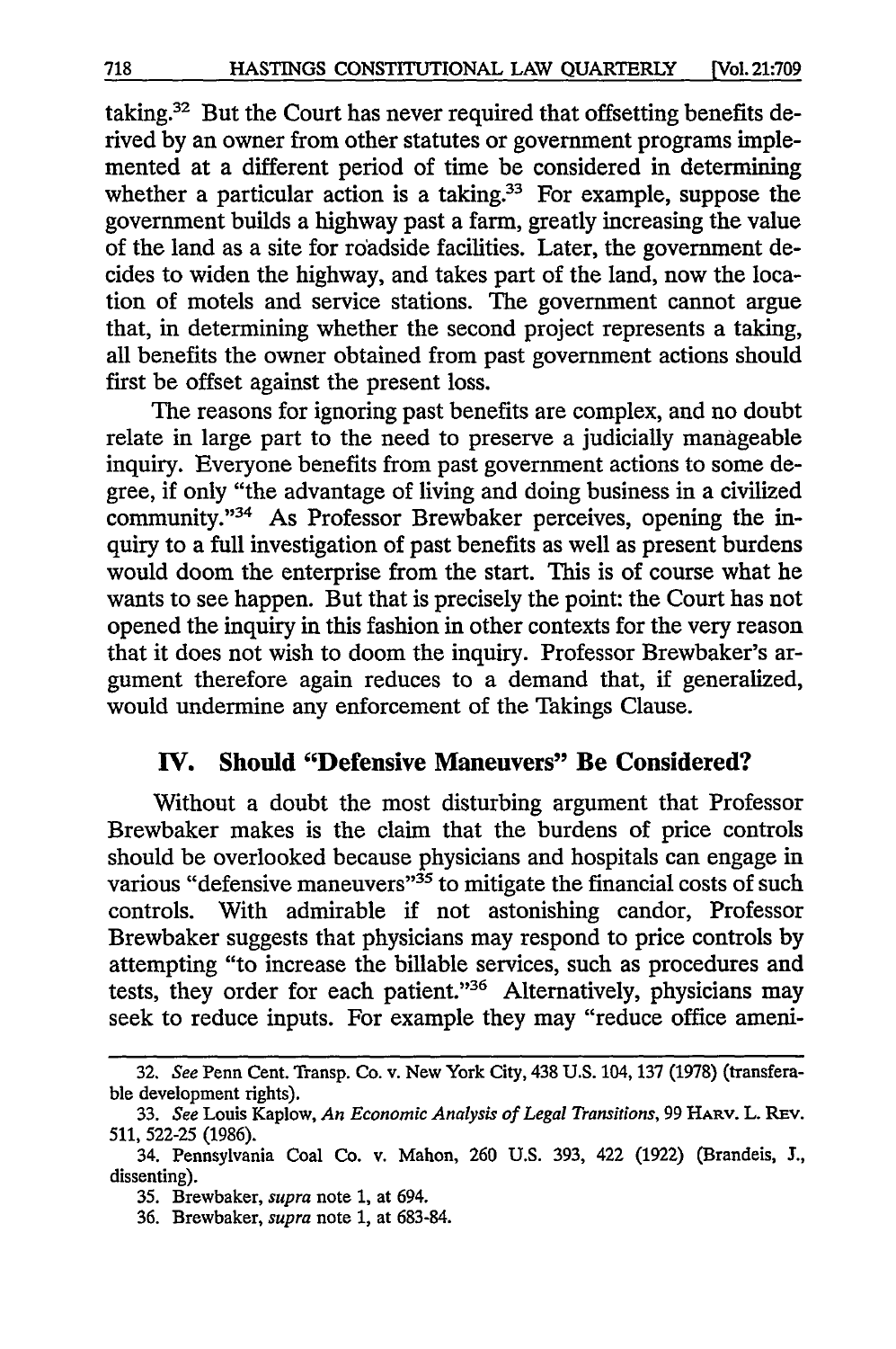taking.[32] But the Court has never required that offsetting benefits derived by an owner from other statutes or government programs implemented at a different period of time be considered in determining whether a particular action is a taking.[33] For example, suppose the government builds a highway past a farm, greatly increasing the value of the land as a site for roadside facilities. Later, the government decides to widen the highway, and takes part of the land, now the location of motels and service stations. The government cannot argue that, in determining whether the second project represents a taking, all benefits the owner obtained from past government actions should first be offset against the present loss.

The reasons for ignoring past benefits are complex, and no doubt relate in large part to the need to preserve a judicially manageable inquiry. Everyone benefits from past government actions to some degree, if only "the advantage of living and doing business in a civilized community."[34] As Professor Brewbaker perceives, opening the inquiry to a full investigation of past benefits as well as present burdens would doom the enterprise from the start. This is of course what he wants to see happen. But that is precisely the point: the Court has not opened the inquiry in this fashion in other contexts for the very reason that it does not wish to doom the inquiry. Professor Brewbaker's argument therefore again reduces to a demand that, if generalized, would undermine any enforcement of the Takings Clause.

## IV. Should "Defensive Maneuvers" Be Considered?

Without a doubt the most disturbing argument that Professor Brewbaker makes is the claim that the burdens of price controls should be overlooked because physicians and hospitals can engage in various "defensive maneuvers"[35] to mitigate the financial costs of such controls. With admirable if not astonishing candor, Professor Brewbaker suggests that physicians may respond to price controls by attempting "to increase the billable services, such as procedures and tests, they order for each patient."[36] Alternatively, physicians may seek to reduce inputs. For example they may "reduce office ameni-

---

32. *See* Penn Cent. Transp. Co. v. New York City, 438 U.S. 104, 137 (1978) (transferable development rights).

33. *See* Louis Kaplow, *An Economic Analysis of Legal Transitions*, 99 HARV. L. REV. 511, 522-25 (1986).

34. Pennsylvania Coal Co. v. Mahon, 260 U.S. 393, 422 (1922) (Brandeis, J., dissenting).

35. Brewbaker, *supra* note 1, at 694.

36. Brewbaker, *supra* note 1, at 683-84.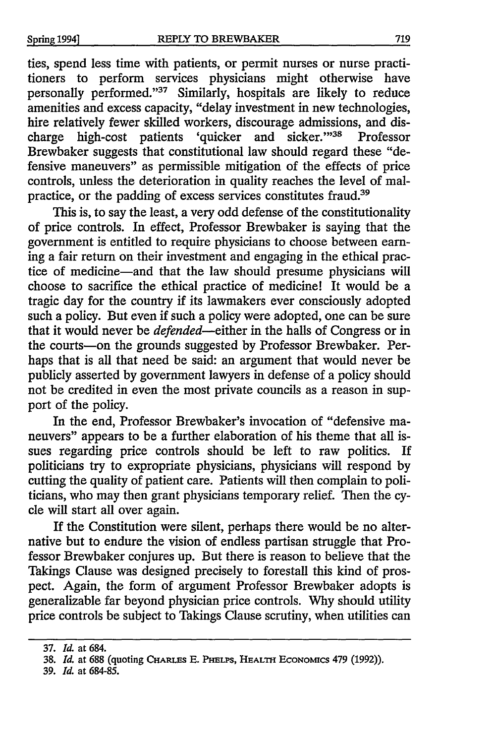ties, spend less time with patients, or permit nurses or nurse practitioners to perform services physicians might otherwise have personally performed."[37] Similarly, hospitals are likely to reduce amenities and excess capacity, "delay investment in new technologies, hire relatively fewer skilled workers, discourage admissions, and discharge high-cost patients 'quicker and sicker.'"[38] Professor Brewbaker suggests that constitutional law should regard these "defensive maneuvers" as permissible mitigation of the effects of price controls, unless the deterioration in quality reaches the level of malpractice, or the padding of excess services constitutes fraud.[39]

This is, to say the least, a very odd defense of the constitutionality of price controls. In effect, Professor Brewbaker is saying that the government is entitled to require physicians to choose between earning a fair return on their investment and engaging in the ethical practice of medicine—and that the law should presume physicians will choose to sacrifice the ethical practice of medicine! It would be a tragic day for the country if its lawmakers ever consciously adopted such a policy. But even if such a policy were adopted, one can be sure that it would never be *defended*—either in the halls of Congress or in the courts—on the grounds suggested by Professor Brewbaker. Perhaps that is all that need be said: an argument that would never be publicly asserted by government lawyers in defense of a policy should not be credited in even the most private councils as a reason in support of the policy.

In the end, Professor Brewbaker's invocation of "defensive maneuvers" appears to be a further elaboration of his theme that all issues regarding price controls should be left to raw politics. If politicians try to expropriate physicians, physicians will respond by cutting the quality of patient care. Patients will then complain to politicians, who may then grant physicians temporary relief. Then the cycle will start all over again.

If the Constitution were silent, perhaps there would be no alternative but to endure the vision of endless partisan struggle that Professor Brewbaker conjures up. But there is reason to believe that the Takings Clause was designed precisely to forestall this kind of prospect. Again, the form of argument Professor Brewbaker adopts is generalizable far beyond physician price controls. Why should utility price controls be subject to Takings Clause scrutiny, when utilities can

---

37. *Id.* at 684.

38. *Id.* at 688 (quoting CHARLES E. PHELPS, HEALTH ECONOMICS 479 (1992)).

39. *Id.* at 684-85.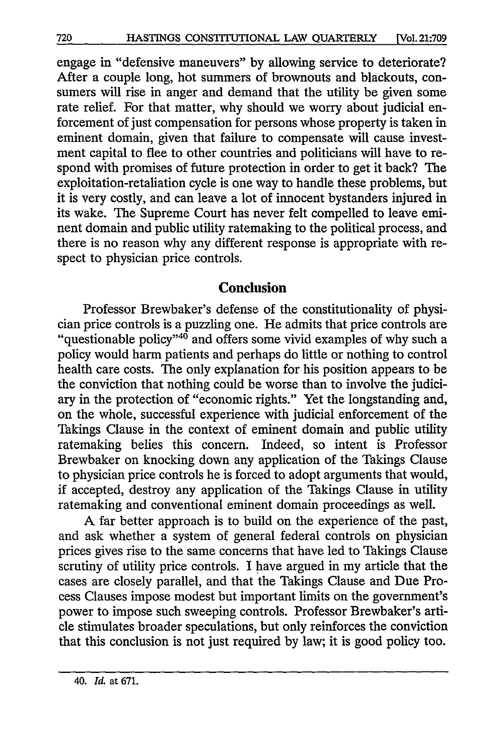engage in "defensive maneuvers" by allowing service to deteriorate? After a couple long, hot summers of brownouts and blackouts, consumers will rise in anger and demand that the utility be given some rate relief. For that matter, why should we worry about judicial enforcement of just compensation for persons whose property is taken in eminent domain, given that failure to compensate will cause investment capital to flee to other countries and politicians will have to respond with promises of future protection in order to get it back? The exploitation-retaliation cycle is one way to handle these problems, but it is very costly, and can leave a lot of innocent bystanders injured in its wake. The Supreme Court has never felt compelled to leave eminent domain and public utility ratemaking to the political process, and there is no reason why any different response is appropriate with respect to physician price controls.

## Conclusion

Professor Brewbaker's defense of the constitutionality of physician price controls is a puzzling one. He admits that price controls are "questionable policy"[40] and offers some vivid examples of why such a policy would harm patients and perhaps do little or nothing to control health care costs. The only explanation for his position appears to be the conviction that nothing could be worse than to involve the judiciary in the protection of "economic rights." Yet the longstanding and, on the whole, successful experience with judicial enforcement of the Takings Clause in the context of eminent domain and public utility ratemaking belies this concern. Indeed, so intent is Professor Brewbaker on knocking down any application of the Takings Clause to physician price controls he is forced to adopt arguments that would, if accepted, destroy any application of the Takings Clause in utility ratemaking and conventional eminent domain proceedings as well.

A far better approach is to build on the experience of the past, and ask whether a system of general federal controls on physician prices gives rise to the same concerns that have led to Takings Clause scrutiny of utility price controls. I have argued in my article that the cases are closely parallel, and that the Takings Clause and Due Process Clauses impose modest but important limits on the government's power to impose such sweeping controls. Professor Brewbaker's article stimulates broader speculations, but only reinforces the conviction that this conclusion is not just required by law; it is good policy too.

---

40. *Id.* at 671.